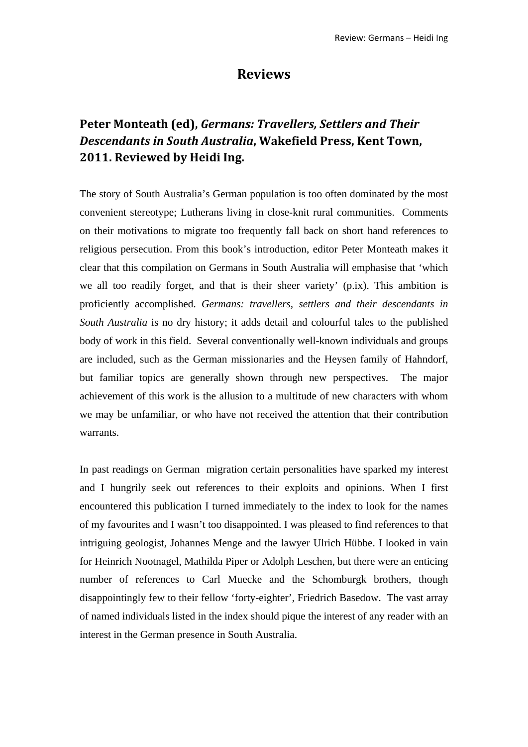# Reviews

## Peter Monteath (ed), *Germans: Travellers, Settlers and Their Descendants in South Australia*, Wakefield Press, Kent Town, 2011. Reviewed by Heidi Ing.

The story of South Australia's German population is too often dominated by the most convenient stereotype; Lutherans living in close-knit rural communities. Comments on their motivations to migrate too frequently fall back on short hand references to religious persecution. From this book's introduction, editor Peter Monteath makes it clear that this compilation on Germans in South Australia will emphasise that 'which we all too readily forget, and that is their sheer variety' (p.ix). This ambition is proficiently accomplished. *Germans: travellers, settlers and their descendants in South Australia* is no dry history; it adds detail and colourful tales to the published body of work in this field. Several conventionally well-known individuals and groups are included, such as the German missionaries and the Heysen family of Hahndorf, but familiar topics are generally shown through new perspectives. The major achievement of this work is the allusion to a multitude of new characters with whom we may be unfamiliar, or who have not received the attention that their contribution warrants.

In past readings on German migration certain personalities have sparked my interest and I hungrily seek out references to their exploits and opinions. When I first encountered this publication I turned immediately to the index to look for the names of my favourites and I wasn't too disappointed. I was pleased to find references to that intriguing geologist, Johannes Menge and the lawyer Ulrich Hübbe. I looked in vain for Heinrich Nootnagel, Mathilda Piper or Adolph Leschen, but there were an enticing number of references to Carl Muecke and the Schomburgk brothers, though disappointingly few to their fellow 'forty-eighter', Friedrich Basedow. The vast array of named individuals listed in the index should pique the interest of any reader with an interest in the German presence in South Australia.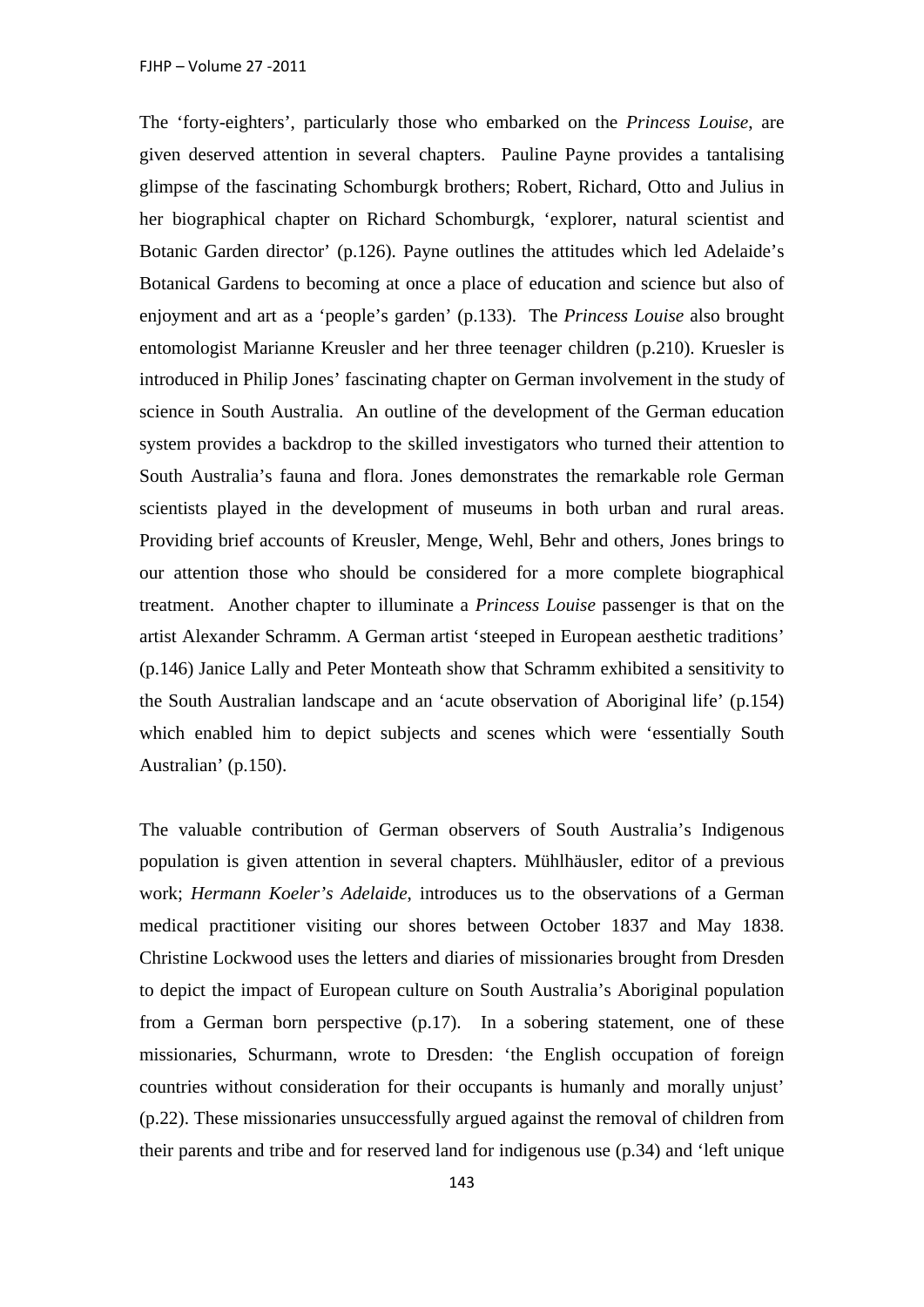The 'forty-eighters', particularly those who embarked on the *Princess Louise*, are given deserved attention in several chapters. Pauline Payne provides a tantalising glimpse of the fascinating Schomburgk brothers; Robert, Richard, Otto and Julius in her biographical chapter on Richard Schomburgk, 'explorer, natural scientist and Botanic Garden director' (p.126). Payne outlines the attitudes which led Adelaide's Botanical Gardens to becoming at once a place of education and science but also of enjoyment and art as a 'people's garden' (p.133). The *Princess Louise* also brought entomologist Marianne Kreusler and her three teenager children (p.210). Kruesler is introduced in Philip Jones' fascinating chapter on German involvement in the study of science in South Australia. An outline of the development of the German education system provides a backdrop to the skilled investigators who turned their attention to South Australia's fauna and flora. Jones demonstrates the remarkable role German scientists played in the development of museums in both urban and rural areas. Providing brief accounts of Kreusler, Menge, Wehl, Behr and others, Jones brings to our attention those who should be considered for a more complete biographical treatment. Another chapter to illuminate a *Princess Louise* passenger is that on the artist Alexander Schramm. A German artist 'steeped in European aesthetic traditions' (p.146) Janice Lally and Peter Monteath show that Schramm exhibited a sensitivity to the South Australian landscape and an 'acute observation of Aboriginal life' (p.154) which enabled him to depict subjects and scenes which were 'essentially South Australian' (p.150).

The valuable contribution of German observers of South Australia's Indigenous population is given attention in several chapters. Mühlhäusler, editor of a previous work; *Hermann Koeler's Adelaide*, introduces us to the observations of a German medical practitioner visiting our shores between October 1837 and May 1838. Christine Lockwood uses the letters and diaries of missionaries brought from Dresden to depict the impact of European culture on South Australia's Aboriginal population from a German born perspective (p.17). In a sobering statement, one of these missionaries, Schurmann, wrote to Dresden: 'the English occupation of foreign countries without consideration for their occupants is humanly and morally unjust' (p.22). These missionaries unsuccessfully argued against the removal of children from their parents and tribe and for reserved land for indigenous use (p.34) and 'left unique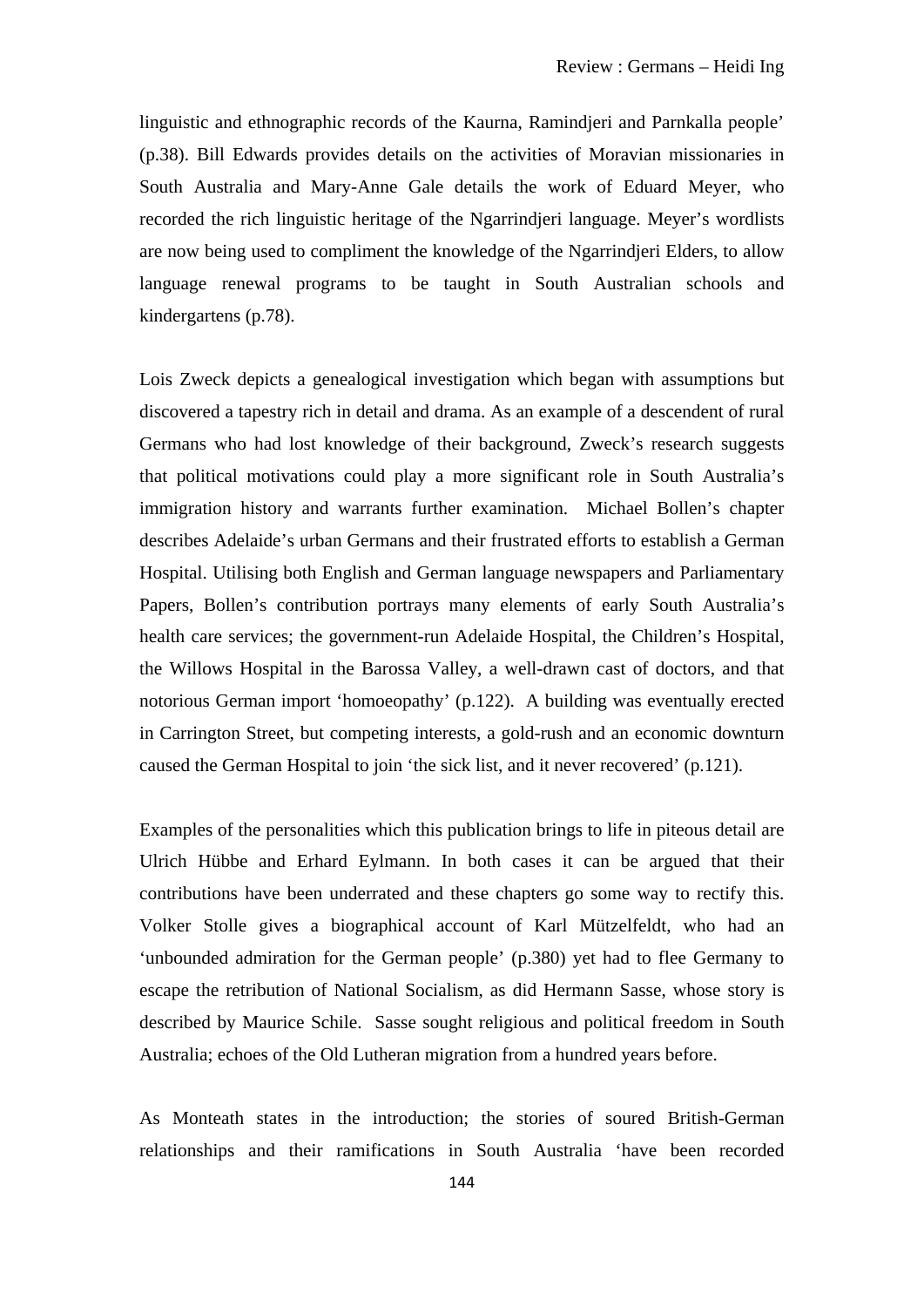linguistic and ethnographic records of the Kaurna, Ramindjeri and Parnkalla people' (p.38). Bill Edwards provides details on the activities of Moravian missionaries in South Australia and Mary-Anne Gale details the work of Eduard Meyer, who recorded the rich linguistic heritage of the Ngarrindjeri language. Meyer's wordlists are now being used to compliment the knowledge of the Ngarrindjeri Elders, to allow language renewal programs to be taught in South Australian schools and kindergartens (p.78).

Lois Zweck depicts a genealogical investigation which began with assumptions but discovered a tapestry rich in detail and drama. As an example of a descendent of rural Germans who had lost knowledge of their background, Zweck's research suggests that political motivations could play a more significant role in South Australia's immigration history and warrants further examination. Michael Bollen's chapter describes Adelaide's urban Germans and their frustrated efforts to establish a German Hospital. Utilising both English and German language newspapers and Parliamentary Papers, Bollen's contribution portrays many elements of early South Australia's health care services; the government-run Adelaide Hospital, the Children's Hospital, the Willows Hospital in the Barossa Valley, a well-drawn cast of doctors, and that notorious German import 'homoeopathy' (p.122). A building was eventually erected in Carrington Street, but competing interests, a gold-rush and an economic downturn caused the German Hospital to join 'the sick list, and it never recovered' (p.121).

Examples of the personalities which this publication brings to life in piteous detail are Ulrich Hübbe and Erhard Eylmann. In both cases it can be argued that their contributions have been underrated and these chapters go some way to rectify this. Volker Stolle gives a biographical account of Karl Mützelfeldt, who had an 'unbounded admiration for the German people' (p.380) yet had to flee Germany to escape the retribution of National Socialism, as did Hermann Sasse, whose story is described by Maurice Schile. Sasse sought religious and political freedom in South Australia; echoes of the Old Lutheran migration from a hundred years before.

As Monteath states in the introduction; the stories of soured British-German relationships and their ramifications in South Australia 'have been recorded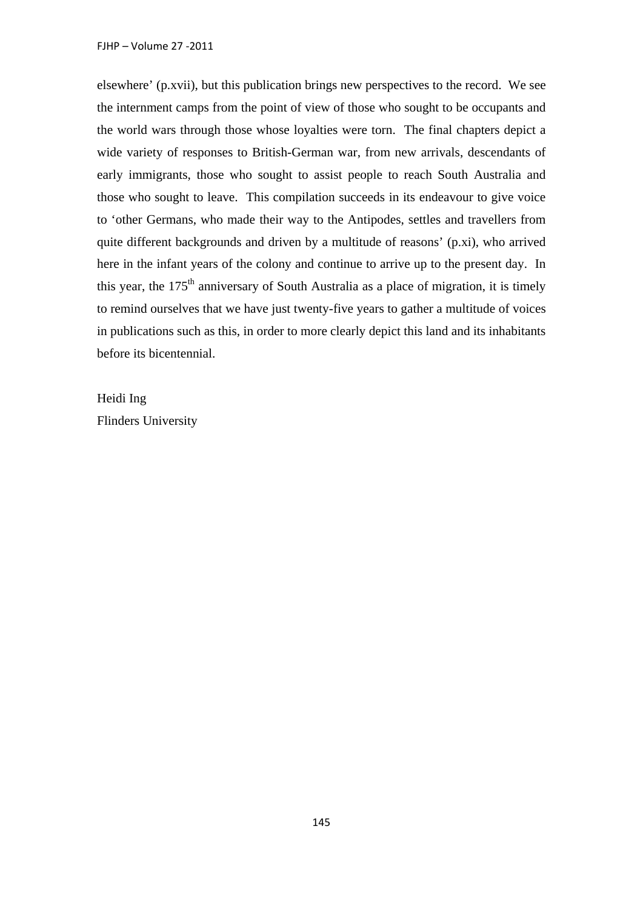elsewhere' (p.xvii), but this publication brings new perspectives to the record. We see the internment camps from the point of view of those who sought to be occupants and the world wars through those whose loyalties were torn. The final chapters depict a wide variety of responses to British-German war, from new arrivals, descendants of early immigrants, those who sought to assist people to reach South Australia and those who sought to leave. This compilation succeeds in its endeavour to give voice to 'other Germans, who made their way to the Antipodes, settles and travellers from quite different backgrounds and driven by a multitude of reasons' (p.xi), who arrived here in the infant years of the colony and continue to arrive up to the present day. In this year, the 175th anniversary of South Australia as a place of migration, it is timely to remind ourselves that we have just twenty-five years to gather a multitude of voices in publications such as this, in order to more clearly depict this land and its inhabitants before its bicentennial.

Heidi Ing
Flinders University